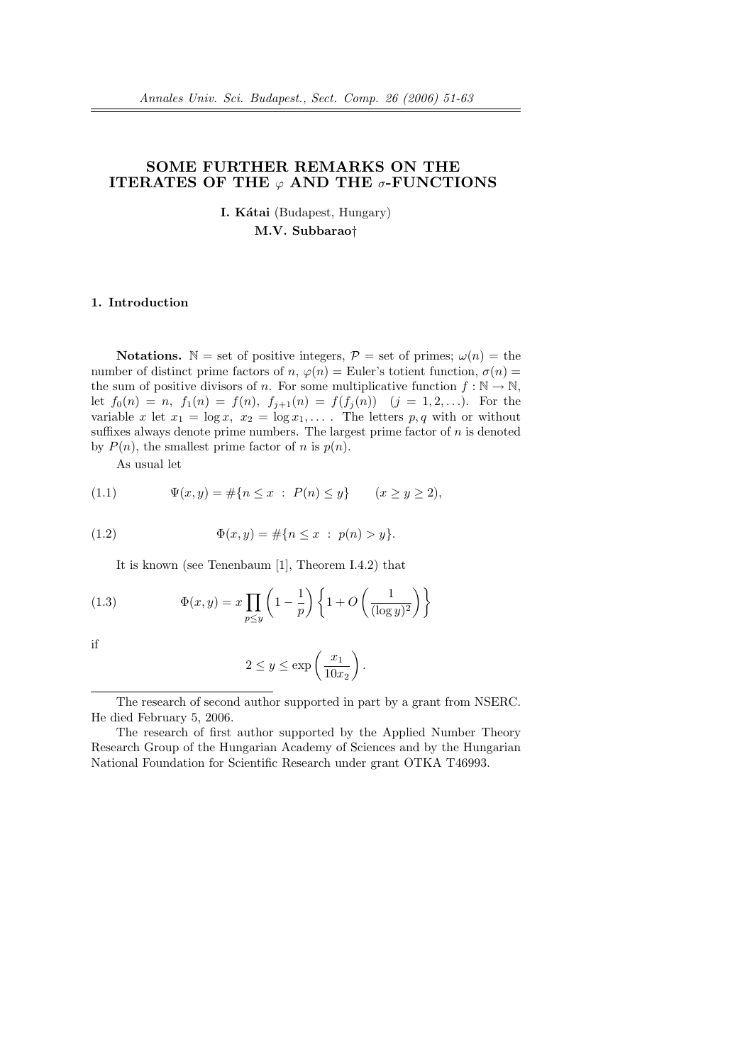# SOME FURTHER REMARKS ON THE ITERATES OF THE $\varphi$ AND THE $\sigma$-FUNCTIONS

**I. Kátai** (Budapest, Hungary)

**M.V. Subbarao**†

## 1. Introduction

**Notations.** $\mathbb{N}$ = set of positive integers, $\mathcal{P}$ = set of primes; $\omega(n)$ = the number of distinct prime factors of $n$, $\varphi(n)$ = Euler's totient function, $\sigma(n)$ = the sum of positive divisors of $n$. For some multiplicative function $f : \mathbb{N} \to \mathbb{N}$, let $f_0(n) = n$, $f_1(n) = f(n)$, $f_{j+1}(n) = f(f_j(n))$ $(j = 1, 2, \ldots)$. For the variable $x$ let $x_1 = \log x$, $x_2 = \log x_1, \ldots$ . The letters $p, q$ with or without suffixes always denote prime numbers. The largest prime factor of $n$ is denoted by $P(n)$, the smallest prime factor of $n$ is $p(n)$.

As usual let

$$\Psi(x, y) = \#\{n \le x \ : \ P(n) \le y\} \qquad (x \ge y \ge 2), \tag{1.1}$$

$$\Phi(x, y) = \#\{n \le x \ : \ p(n) > y\}. \tag{1.2}$$

It is known (see Tenenbaum [1], Theorem I.4.2) that

$$\Phi(x, y) = x \prod_{p \le y} \left(1 - \frac{1}{p}\right) \left\{1 + O\left(\frac{1}{(\log y)^2}\right)\right\} \tag{1.3}$$

if

$$2 \le y \le \exp\left(\frac{x_1}{10x_2}\right).$$

---

The research of second author supported in part by a grant from NSERC. He died February 5, 2006.

The research of first author supported by the Applied Number Theory Research Group of the Hungarian Academy of Sciences and by the Hungarian National Foundation for Scientific Research under grant OTKA T46993.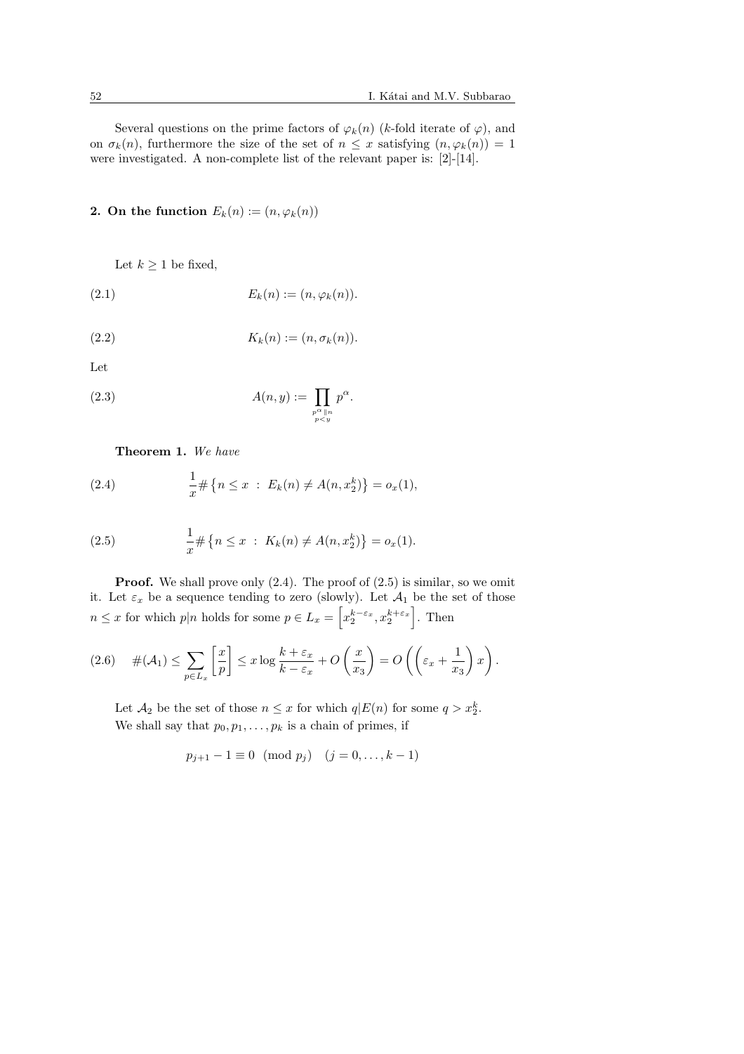Several questions on the prime factors of $\varphi_k(n)$ ($k$-fold iterate of $\varphi$), and on $\sigma_k(n)$, furthermore the size of the set of $n \leq x$ satisfying $(n, \varphi_k(n)) = 1$ were investigated. A non-complete list of the relevant paper is: [2]-[14].

## 2. On the function $E_k(n) := (n, \varphi_k(n))$

Let $k \geq 1$ be fixed,

$$E_k(n) := (n, \varphi_k(n)). \tag{2.1}$$

$$K_k(n) := (n, \sigma_k(n)). \tag{2.2}$$

Let

$$A(n, y) := \prod_{\substack{p^\alpha \| n \\ p < y}} p^\alpha. \tag{2.3}$$

**Theorem 1.** *We have*

$$\frac{1}{x} \# \left\{ n \leq x \ : \ E_k(n) \neq A(n, x_2^k) \right\} = o_x(1), \tag{2.4}$$

$$\frac{1}{x} \# \left\{ n \leq x \ : \ K_k(n) \neq A(n, x_2^k) \right\} = o_x(1). \tag{2.5}$$

**Proof.** We shall prove only (2.4). The proof of (2.5) is similar, so we omit it. Let $\varepsilon_x$ be a sequence tending to zero (slowly). Let $\mathcal{A}_1$ be the set of those $n \leq x$ for which $p|n$ holds for some $p \in L_x = \left[ x_2^{k-\varepsilon_x}, x_2^{k+\varepsilon_x} \right]$. Then

$$\#(\mathcal{A}_1) \leq \sum_{p \in L_x} \left[ \frac{x}{p} \right] \leq x \log \frac{k + \varepsilon_x}{k - \varepsilon_x} + O\left( \frac{x}{x_3} \right) = O\left( \left( \varepsilon_x + \frac{1}{x_3} \right) x \right). \tag{2.6}$$

Let $\mathcal{A}_2$ be the set of those $n \leq x$ for which $q | E(n)$ for some $q > x_2^k$.

We shall say that $p_0, p_1, \ldots, p_k$ is a chain of primes, if

$$p_{j+1} - 1 \equiv 0 \pmod{p_j} \quad (j = 0, \ldots, k-1)$$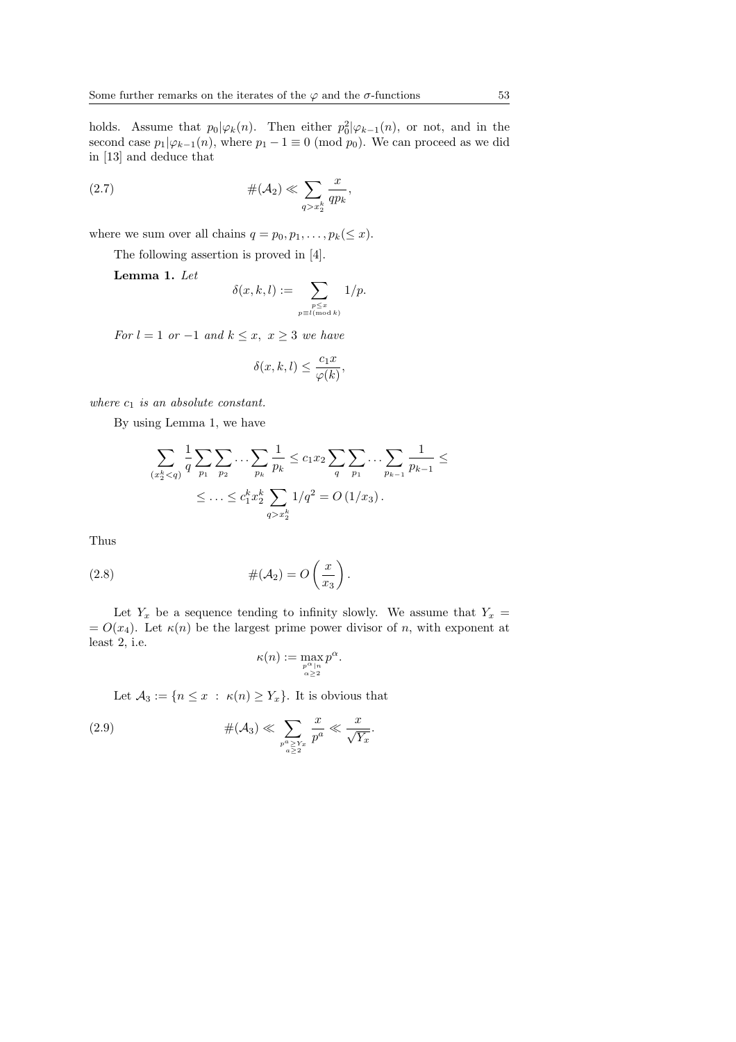holds. Assume that $p_0 | \varphi_k(n)$. Then either $p_0^2 | \varphi_{k-1}(n)$, or not, and in the second case $p_1 | \varphi_{k-1}(n)$, where $p_1 - 1 \equiv 0 \pmod{p_0}$. We can proceed as we did in [13] and deduce that

$$\#(\mathcal{A}_2) \ll \sum_{q > x_2^k} \frac{x}{q p_k}, \tag{2.7}$$

where we sum over all chains $q = p_0, p_1, \ldots, p_k (\leq x)$.

The following assertion is proved in [4].

**Lemma 1.** *Let*

$$\delta(x, k, l) := \sum_{\substack{p \leq x \\ p \equiv l \pmod{k}}} 1/p.$$

*For $l = 1$ or $-1$ and $k \leq x$, $x \geq 3$ we have*

$$\delta(x, k, l) \leq \frac{c_1 x}{\varphi(k)},$$

*where $c_1$ is an absolute constant.*

By using Lemma 1, we have

$$\begin{aligned}
\sum_{(x_2^k < q)} \frac{1}{q} \sum_{p_1} \sum_{p_2} \cdots \sum_{p_k} \frac{1}{p_k} &\leq c_1 x_2 \sum_{q} \sum_{p_1} \cdots \sum_{p_{k-1}} \frac{1}{p_{k-1}} \leq \\
&\leq \ldots \leq c_1^k x_2^k \sum_{q > x_2^k} 1/q^2 = O\left(1/x_3\right).
\end{aligned}$$

Thus

$$\#(\mathcal{A}_2) = O\left(\frac{x}{x_3}\right). \tag{2.8}$$

Let $Y_x$ be a sequence tending to infinity slowly. We assume that $Y_x = O(x_4)$. Let $\kappa(n)$ be the largest prime power divisor of $n$, with exponent at least 2, i.e.

$$\kappa(n) := \max_{\substack{p^\alpha | n \\ \alpha \geq 2}} p^\alpha.$$

Let $\mathcal{A}_3 := \{n \leq x \ : \ \kappa(n) \geq Y_x\}$. It is obvious that

$$\#(\mathcal{A}_3) \ll \sum_{\substack{p^a \geq Y_x \\ a \geq 2}} \frac{x}{p^a} \ll \frac{x}{\sqrt{Y_x}}. \tag{2.9}$$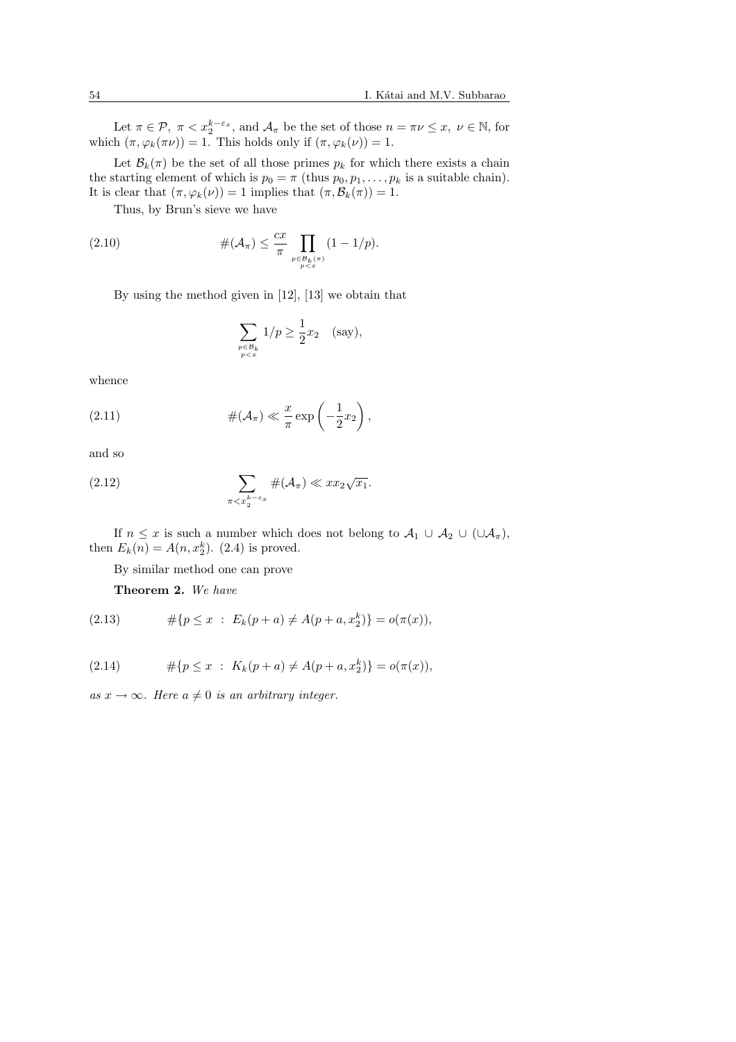Let $\pi \in \mathcal{P}$, $\pi < x_2^{k-\varepsilon_x}$, and $\mathcal{A}_\pi$ be the set of those $n = \pi\nu \le x$, $\nu \in \mathbb{N}$, for which $(\pi, \varphi_k(\pi\nu)) = 1$. This holds only if $(\pi, \varphi_k(\nu)) = 1$.

Let $\mathcal{B}_k(\pi)$ be the set of all those primes $p_k$ for which there exists a chain the starting element of which is $p_0 = \pi$ (thus $p_0, p_1, \ldots, p_k$ is a suitable chain). It is clear that $(\pi, \varphi_k(\nu)) = 1$ implies that $(\pi, \mathcal{B}_k(\pi)) = 1$.

Thus, by Brun's sieve we have

$$\#(\mathcal{A}_\pi) \le \frac{cx}{\pi} \prod_{\substack{p \in \mathcal{B}_k(\pi) \\ p < x}} (1 - 1/p). \tag{2.10}$$

By using the method given in [12], [13] we obtain that

$$\sum_{\substack{p \in \mathcal{B}_k \\ p < x}} 1/p \ge \frac{1}{2} x_2 \quad \text{(say)},$$

whence

$$\#(\mathcal{A}_\pi) \ll \frac{x}{\pi} \exp\left(-\frac{1}{2} x_2\right), \tag{2.11}$$

and so

$$\sum_{\pi < x_2^{k-\varepsilon_x}} \#(\mathcal{A}_\pi) \ll x x_2 \sqrt{x_1}. \tag{2.12}$$

If $n \le x$ is such a number which does not belong to $\mathcal{A}_1 \cup \mathcal{A}_2 \cup (\cup \mathcal{A}_\pi)$, then $E_k(n) = A(n, x_2^k)$. (2.4) is proved.

By similar method one can prove

**Theorem 2.** *We have*

$$\#\{p \le x \ : \ E_k(p + a) \ne A(p + a, x_2^k)\} = o(\pi(x)), \tag{2.13}$$

$$\#\{p \le x \ : \ K_k(p + a) \ne A(p + a, x_2^k)\} = o(\pi(x)), \tag{2.14}$$

*as $x \to \infty$. Here $a \ne 0$ is an arbitrary integer.*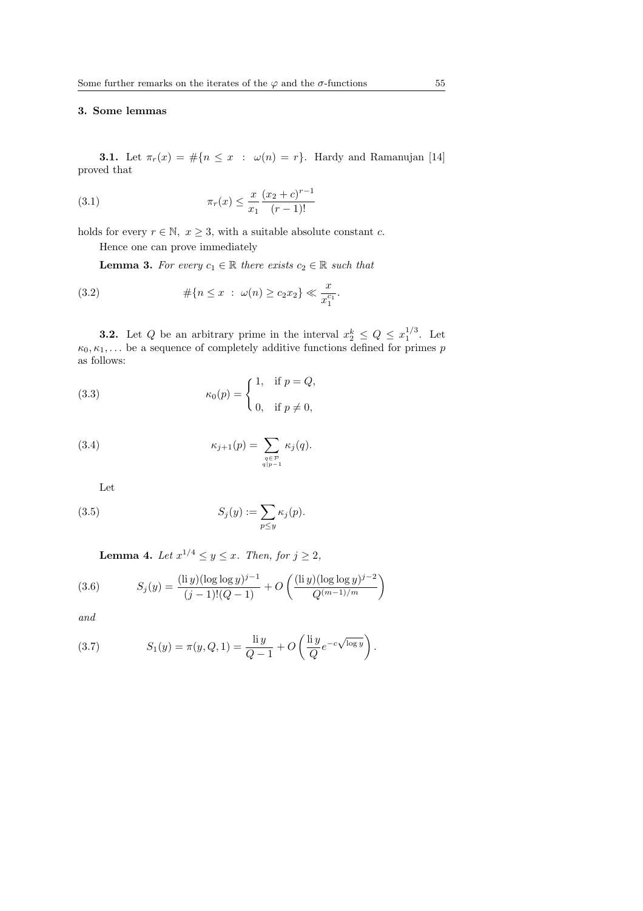## 3. Some lemmas

**3.1.** Let $\pi_r(x) = \#\{n \leq x \ : \ \omega(n) = r\}$. Hardy and Ramanujan [14] proved that

$$\pi_r(x) \leq \frac{x}{x_1} \frac{(x_2 + c)^{r-1}}{(r-1)!} \tag{3.1}$$

holds for every $r \in \mathbb{N}$, $x \geq 3$, with a suitable absolute constant $c$.

Hence one can prove immediately

**Lemma 3.** *For every $c_1 \in \mathbb{R}$ there exists $c_2 \in \mathbb{R}$ such that*

$$\#\{n \leq x \ : \ \omega(n) \geq c_2 x_2\} \ll \frac{x}{x_1^{c_1}}. \tag{3.2}$$

**3.2.** Let $Q$ be an arbitrary prime in the interval $x_2^k \leq Q \leq x_1^{1/3}$. Let $\kappa_0, \kappa_1, \dots$ be a sequence of completely additive functions defined for primes $p$ as follows:

$$\kappa_0(p) = \begin{cases} 1, & \text{if } p = Q, \\ 0, & \text{if } p \neq 0, \end{cases} \tag{3.3}$$

$$\kappa_{j+1}(p) = \sum_{\substack{q \in \mathcal{P} \\ q \mid p-1}} \kappa_j(q). \tag{3.4}$$

Let

$$S_j(y) := \sum_{p \leq y} \kappa_j(p). \tag{3.5}$$

**Lemma 4.** *Let $x^{1/4} \leq y \leq x$. Then, for $j \geq 2$,*

$$S_j(y) = \frac{(\operatorname{li} y)(\log\log y)^{j-1}}{(j-1)!(Q-1)} + O\left(\frac{(\operatorname{li} y)(\log\log y)^{j-2}}{Q^{(m-1)/m}}\right) \tag{3.6}$$

*and*

$$S_1(y) = \pi(y, Q, 1) = \frac{\operatorname{li} y}{Q-1} + O\left(\frac{\operatorname{li} y}{Q} e^{-c\sqrt{\log y}}\right). \tag{3.7}$$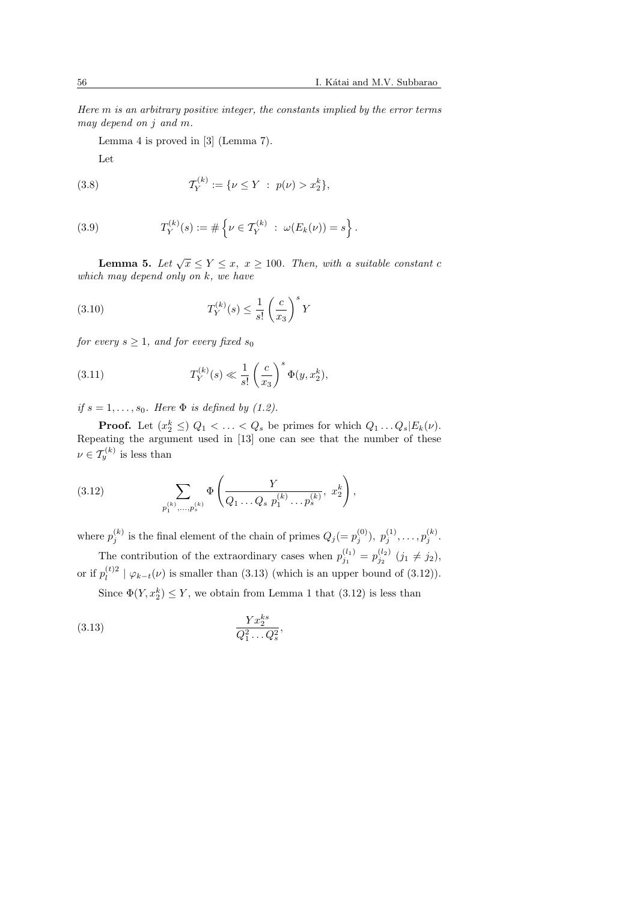*Here $m$ is an arbitrary positive integer, the constants implied by the error terms may depend on $j$ and $m$.*

Lemma 4 is proved in [3] (Lemma 7).

Let

$$\mathcal{T}_Y^{(k)} := \{\nu \le Y \ : \ p(\nu) > x_2^k\}, \tag{3.8}$$

$$T_Y^{(k)}(s) := \#\left\{\nu \in \mathcal{T}_Y^{(k)} \ : \ \omega(E_k(\nu)) = s\right\}. \tag{3.9}$$

**Lemma 5.** *Let $\sqrt{x} \le Y \le x$, $x \ge 100$. Then, with a suitable constant $c$ which may depend only on $k$, we have*

$$T_Y^{(k)}(s) \le \frac{1}{s!}\left(\frac{c}{x_3}\right)^s Y \tag{3.10}$$

*for every $s \ge 1$, and for every fixed $s_0$*

$$T_Y^{(k)}(s) \ll \frac{1}{s!}\left(\frac{c}{x_3}\right)^s \Phi(y, x_2^k), \tag{3.11}$$

*if $s = 1, \dots, s_0$. Here $\Phi$ is defined by (1.2).*

**Proof.** Let $(x_2^k \le)\ Q_1 < \ldots < Q_s$ be primes for which $Q_1 \ldots Q_s | E_k(\nu)$. Repeating the argument used in [13] one can see that the number of these $\nu \in \mathcal{T}_y^{(k)}$ is less than

$$\sum_{p_1^{(k)}, \dots, p_s^{(k)}} \Phi\left(\frac{Y}{Q_1 \ldots Q_s\, p_1^{(k)} \ldots p_s^{(k)}},\ x_2^k\right), \tag{3.12}$$

where $p_j^{(k)}$ is the final element of the chain of primes $Q_j (= p_j^{(0)}),\ p_j^{(1)}, \dots, p_j^{(k)}$.

The contribution of the extraordinary cases when $p_{j_1}^{(l_1)} = p_{j_2}^{(l_2)}$ $(j_1 \ne j_2)$, or if $p_l^{(t)2} \mid \varphi_{k-t}(\nu)$ is smaller than (3.13) (which is an upper bound of (3.12)).

Since $\Phi(Y, x_2^k) \le Y$, we obtain from Lemma 1 that (3.12) is less than

$$\frac{Y x_2^{ks}}{Q_1^2 \ldots Q_s^2}, \tag{3.13}$$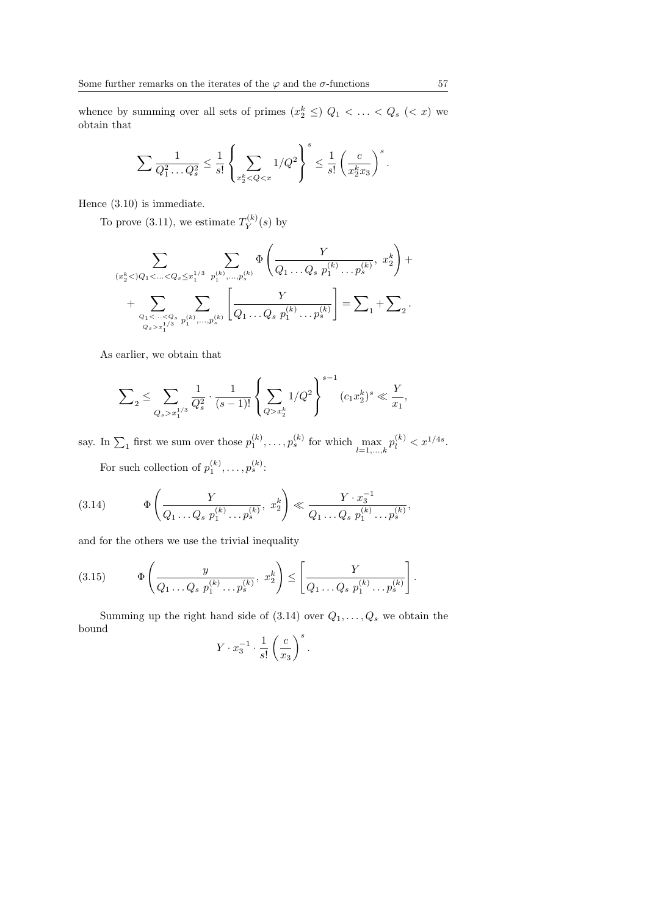whence by summing over all sets of primes $(x_2^k \le)\ Q_1 < \ldots < Q_s\ (< x)$ we obtain that

$$\sum \frac{1}{Q_1^2 \ldots Q_s^2} \le \frac{1}{s!} \left\{ \sum_{x_2^k < Q < x} 1/Q^2 \right\}^s \le \frac{1}{s!} \left( \frac{c}{x_2^k x_3} \right)^s .$$

Hence (3.10) is immediate.

To prove (3.11), we estimate $T_Y^{(k)}(s)$ by

$$\sum_{(x_2^k <) Q_1 < \ldots < Q_s \le x_1^{1/3}} \ \sum_{p_1^{(k)}, \ldots, p_s^{(k)}} \Phi \left( \frac{Y}{Q_1 \ldots Q_s\ p_1^{(k)} \ldots p_s^{(k)}},\ x_2^k \right) +$$

$$+ \sum_{\substack{Q_1 < \ldots < Q_s \\ Q_s > x_1^{1/3}}} \ \sum_{p_1^{(k)}, \ldots, p_s^{(k)}} \left[ \frac{Y}{Q_1 \ldots Q_s\ p_1^{(k)} \ldots p_s^{(k)}} \right] = \sum\nolimits_1 + \sum\nolimits_2 .$$

As earlier, we obtain that

$$\sum\nolimits_2 \le \sum_{Q_s > x_1^{1/3}} \frac{1}{Q_s^2} \cdot \frac{1}{(s-1)!} \left\{ \sum_{Q > x_2^k} 1/Q^2 \right\}^{s-1} (c_1 x_2^k)^s \ll \frac{Y}{x_1},$$

say. In $\sum_1$ first we sum over those $p_1^{(k)}, \ldots, p_s^{(k)}$ for which $\max\limits_{l=1,\ldots,k} p_l^{(k)} < x^{1/4s}$.

For such collection of $p_1^{(k)}, \ldots, p_s^{(k)}$:

$$\Phi \left( \frac{Y}{Q_1 \ldots Q_s\ p_1^{(k)} \ldots p_s^{(k)}},\ x_2^k \right) \ll \frac{Y \cdot x_3^{-1}}{Q_1 \ldots Q_s\ p_1^{(k)} \ldots p_s^{(k)}}, \tag{3.14}$$

and for the others we use the trivial inequality

$$\Phi \left( \frac{y}{Q_1 \ldots Q_s\ p_1^{(k)} \ldots p_s^{(k)}},\ x_2^k \right) \le \left[ \frac{Y}{Q_1 \ldots Q_s\ p_1^{(k)} \ldots p_s^{(k)}} \right]. \tag{3.15}$$

Summing up the right hand side of (3.14) over $Q_1, \ldots, Q_s$ we obtain the bound

$$Y \cdot x_3^{-1} \cdot \frac{1}{s!} \left( \frac{c}{x_3} \right)^s .$$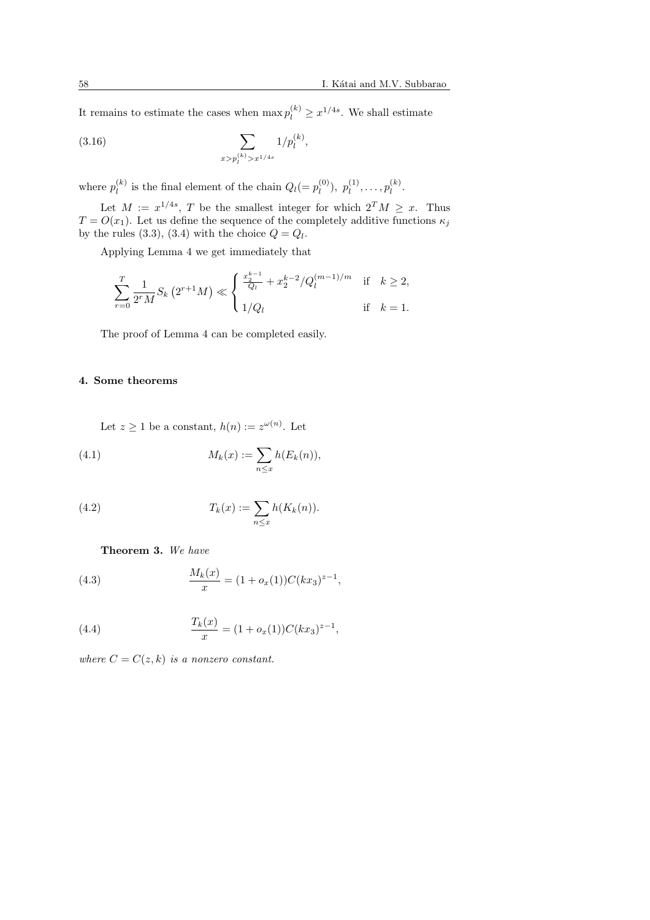It remains to estimate the cases when $\max p_l^{(k)} \geq x^{1/4s}$. We shall estimate

$$\sum_{x > p_l^{(k)} > x^{1/4s}} 1/p_l^{(k)}, \tag{3.16}$$

where $p_l^{(k)}$ is the final element of the chain $Q_l (= p_l^{(0)}),\ p_l^{(1)}, \ldots, p_l^{(k)}$.

Let $M := x^{1/4s}$, $T$ be the smallest integer for which $2^T M \geq x$. Thus $T = O(x_1)$. Let us define the sequence of the completely additive functions $\kappa_j$ by the rules (3.3), (3.4) with the choice $Q = Q_l$.

Applying Lemma 4 we get immediately that

$$\sum_{r=0}^{T} \frac{1}{2^r M} S_k\left(2^{r+1} M\right) \ll \begin{cases} \frac{x_2^{k-1}}{Q_l} + x_2^{k-2}/Q_l^{(m-1)/m} & \text{if} \quad k \geq 2, \\ 1/Q_l & \text{if} \quad k = 1. \end{cases}$$

The proof of Lemma 4 can be completed easily.

## 4. Some theorems

Let $z \geq 1$ be a constant, $h(n) := z^{\omega(n)}$. Let

$$M_k(x) := \sum_{n \leq x} h(E_k(n)), \tag{4.1}$$

$$T_k(x) := \sum_{n \leq x} h(K_k(n)). \tag{4.2}$$

**Theorem 3.** *We have*

$$\frac{M_k(x)}{x} = (1 + o_x(1)) C (k x_3)^{z-1}, \tag{4.3}$$

$$\frac{T_k(x)}{x} = (1 + o_x(1)) C (k x_3)^{z-1}, \tag{4.4}$$

*where $C = C(z, k)$ is a nonzero constant.*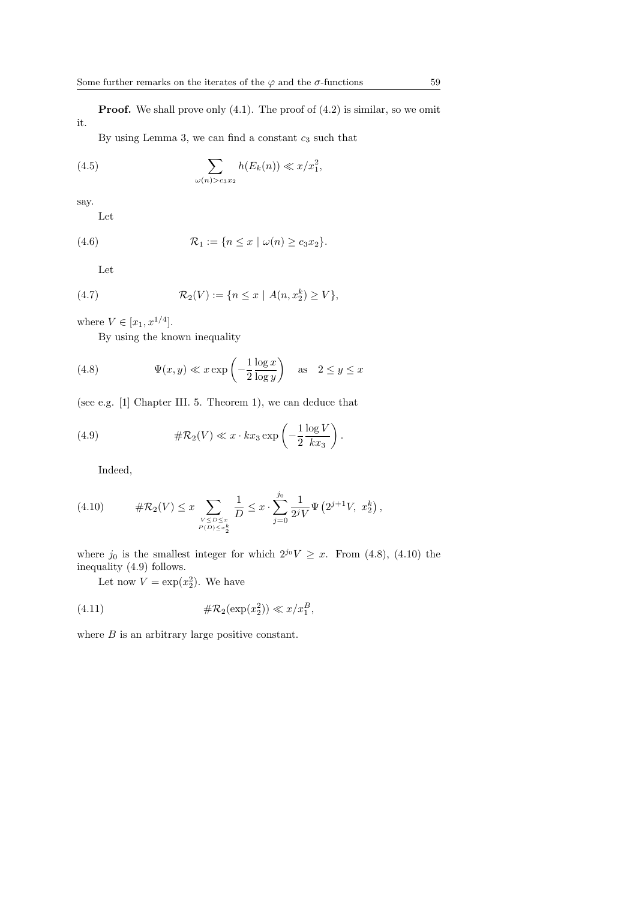**Proof.** We shall prove only (4.1). The proof of (4.2) is similar, so we omit it.

By using Lemma 3, we can find a constant $c_3$ such that

$$\sum_{\omega(n)>c_3x_2} h(E_k(n)) \ll x/x_1^2, \tag{4.5}$$

say.

Let

$$\mathcal{R}_1 := \{n \le x \mid \omega(n) \ge c_3 x_2\}. \tag{4.6}$$

Let

$$\mathcal{R}_2(V) := \{n \le x \mid A(n, x_2^k) \ge V\}, \tag{4.7}$$

where $V \in [x_1, x^{1/4}]$.

By using the known inequality

$$\Psi(x,y) \ll x \exp\left(-\frac{1}{2}\frac{\log x}{\log y}\right) \quad \text{as} \quad 2 \le y \le x \tag{4.8}$$

(see e.g. [1] Chapter III. 5. Theorem 1), we can deduce that

$$\#\mathcal{R}_2(V) \ll x \cdot kx_3 \exp\left(-\frac{1}{2}\frac{\log V}{kx_3}\right). \tag{4.9}$$

Indeed,

$$\#\mathcal{R}_2(V) \le x \sum_{\substack{V \le D \le x \\ P(D) \le x_2^k}} \frac{1}{D} \le x \cdot \sum_{j=0}^{j_0} \frac{1}{2^j V} \Psi\left(2^{j+1}V,\ x_2^k\right), \tag{4.10}$$

where $j_0$ is the smallest integer for which $2^{j_0}V \ge x$. From (4.8), (4.10) the inequality (4.9) follows.

Let now $V = \exp(x_2^2)$. We have

$$\#\mathcal{R}_2(\exp(x_2^2)) \ll x/x_1^B, \tag{4.11}$$

where $B$ is an arbitrary large positive constant.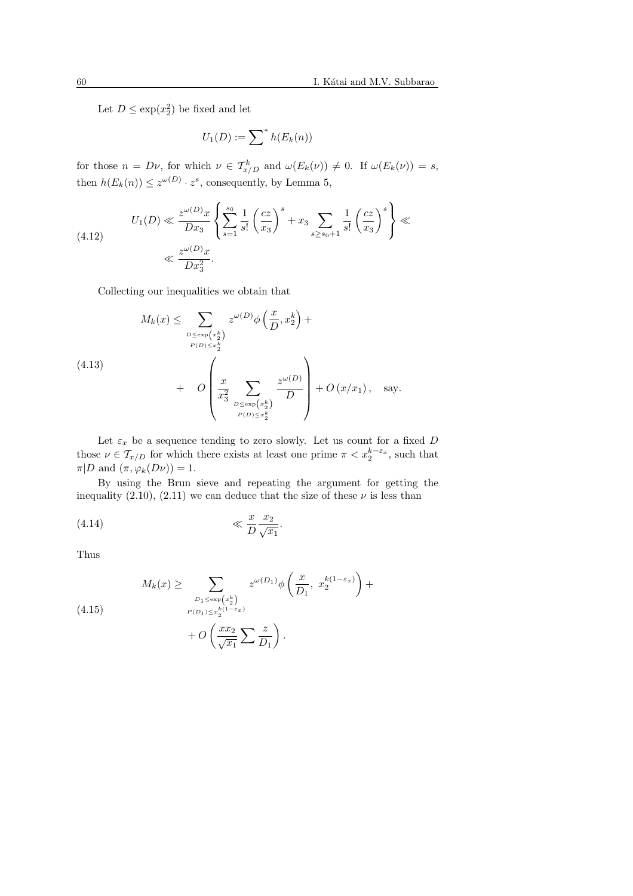Let $D \leq \exp(x_2^2)$ be fixed and let

$$U_1(D) := \sum\nolimits^* h(E_k(n))$$

for those $n = D\nu$, for which $\nu \in \mathcal{T}^k_{x/D}$ and $\omega(E_k(\nu)) \neq 0$. If $\omega(E_k(\nu)) = s$, then $h(E_k(n)) \leq z^{\omega(D)} \cdot z^s$, consequently, by Lemma 5,

$$\begin{aligned} U_1(D) &\ll \frac{z^{\omega(D)}x}{Dx_3}\left\{\sum_{s=1}^{s_0}\frac{1}{s!}\left(\frac{cz}{x_3}\right)^s + x_3\sum_{s\geq s_0+1}\frac{1}{s!}\left(\frac{cz}{x_3}\right)^s\right\} \ll \\ &\ll \frac{z^{\omega(D)}x}{Dx_3^2}. \end{aligned} \tag{4.12}$$

Collecting our inequalities we obtain that

$$\begin{aligned} M_k(x) &\leq \sum_{\substack{D\leq\exp\left(x_2^k\right)\\ P(D)\leq x_2^k}} z^{\omega(D)}\phi\left(\frac{x}{D}, x_2^k\right) + \\ &\quad + \quad O\left(\frac{x}{x_3^2}\sum_{\substack{D\leq\exp\left(x_2^k\right)\\ P(D)\leq x_2^k}}\frac{z^{\omega(D)}}{D}\right) + O\left(x/x_1\right), \quad \text{say.} \end{aligned} \tag{4.13}$$

Let $\varepsilon_x$ be a sequence tending to zero slowly. Let us count for a fixed $D$ those $\nu \in \mathcal{T}_{x/D}$ for which there exists at least one prime $\pi < x_2^{k-\varepsilon_x}$, such that $\pi | D$ and $(\pi, \varphi_k(D\nu)) = 1$.

By using the Brun sieve and repeating the argument for getting the inequality (2.10), (2.11) we can deduce that the size of these $\nu$ is less than

$$\ll \frac{x}{D}\frac{x_2}{\sqrt{x_1}}. \tag{4.14}$$

Thus

$$\begin{aligned} M_k(x) &\geq \sum_{\substack{D_1\leq\exp\left(x_2^k\right)\\ P(D_1)\leq x_2^{k(1-\varepsilon_x)}}} z^{\omega(D_1)}\phi\left(\frac{x}{D_1},\ x_2^{k(1-\varepsilon_x)}\right) + \\ &\quad + O\left(\frac{xx_2}{\sqrt{x_1}}\sum\frac{z}{D_1}\right). \end{aligned} \tag{4.15}$$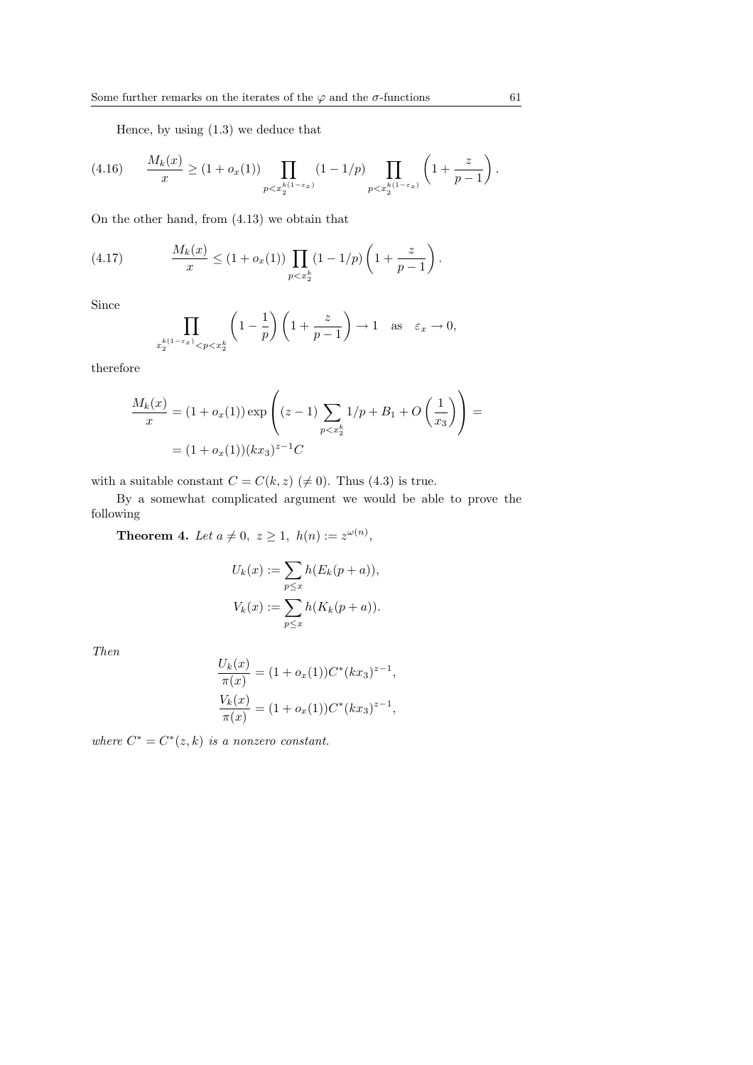Hence, by using (1.3) we deduce that

$$\frac{M_k(x)}{x} \geq (1+o_x(1)) \prod_{p<x_2^{k(1-\varepsilon_x)}} (1-1/p) \prod_{p<x_2^{k(1-\varepsilon_x)}} \left(1+\frac{z}{p-1}\right). \tag{4.16}$$

On the other hand, from (4.13) we obtain that

$$\frac{M_k(x)}{x} \leq (1+o_x(1)) \prod_{p<x_2^k} (1-1/p) \left(1+\frac{z}{p-1}\right). \tag{4.17}$$

Since

$$\prod_{x_2^{k(1-\varepsilon_x)}<p<x_2^k} \left(1-\frac{1}{p}\right)\left(1+\frac{z}{p-1}\right) \to 1 \quad \text{as} \quad \varepsilon_x \to 0,$$

therefore

$$\frac{M_k(x)}{x} = (1+o_x(1)) \exp\left((z-1)\sum_{p<x_2^k} 1/p + B_1 + O\left(\frac{1}{x_3}\right)\right) =$$
$$= (1+o_x(1))(kx_3)^{z-1}C$$

with a suitable constant $C = C(k,z)$ ($\neq 0$). Thus (4.3) is true.

By a somewhat complicated argument we would be able to prove the following

**Theorem 4.** *Let $a \neq 0$, $z \geq 1$, $h(n) := z^{\omega(n)}$,*

$$U_k(x) := \sum_{p \leq x} h(E_k(p+a)),$$
$$V_k(x) := \sum_{p \leq x} h(K_k(p+a)).$$

*Then*

$$\frac{U_k(x)}{\pi(x)} = (1+o_x(1))C^*(kx_3)^{z-1},$$
$$\frac{V_k(x)}{\pi(x)} = (1+o_x(1))C^*(kx_3)^{z-1},$$

*where $C^* = C^*(z,k)$ is a nonzero constant.*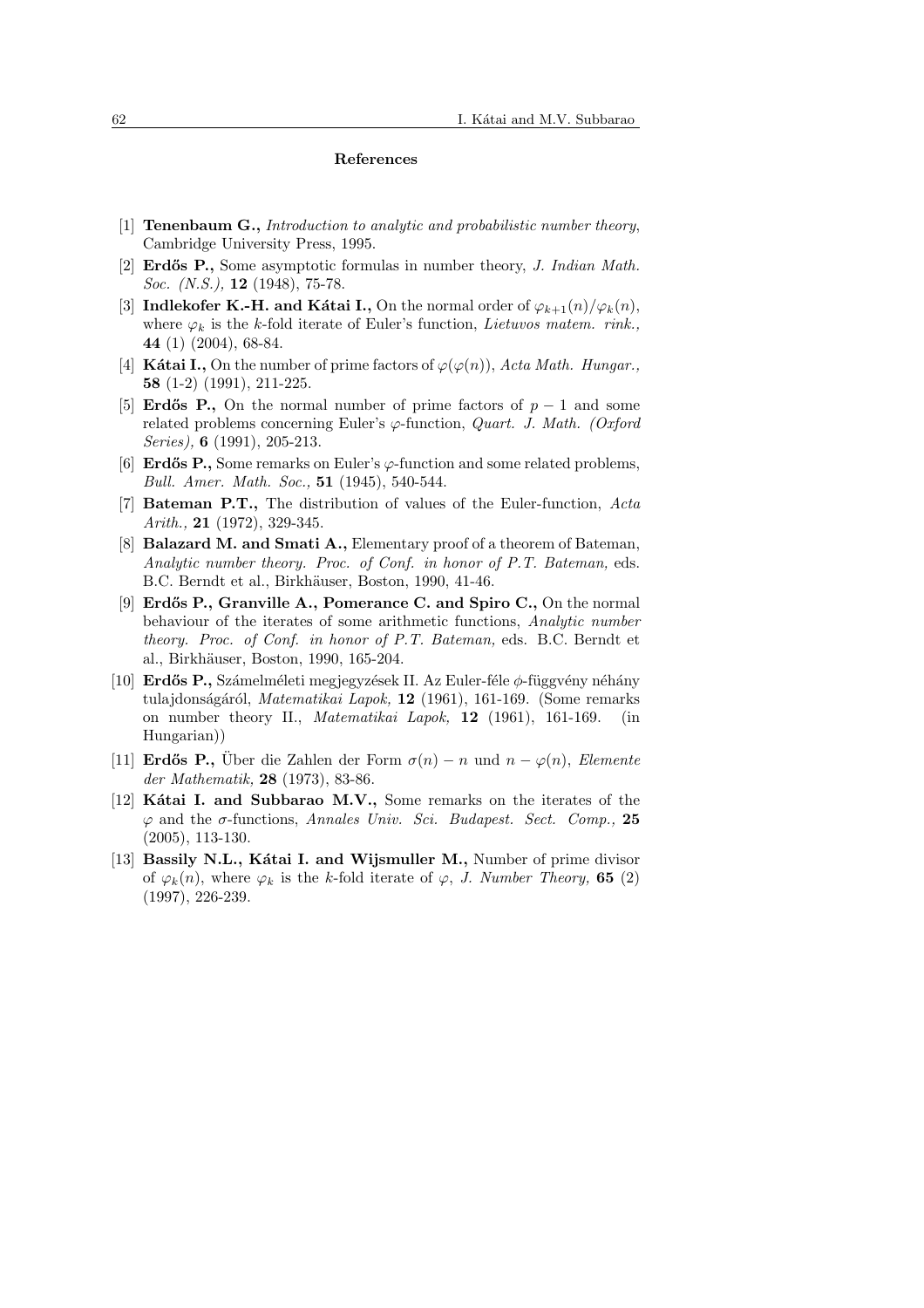### References

[1] **Tenenbaum G.,** *Introduction to analytic and probabilistic number theory*, Cambridge University Press, 1995.

[2] **Erdős P.,** Some asymptotic formulas in number theory, *J. Indian Math. Soc. (N.S.),* **12** (1948), 75-78.

[3] **Indlekofer K.-H. and Kátai I.,** On the normal order of $\varphi_{k+1}(n)/\varphi_k(n)$, where $\varphi_k$ is the $k$-fold iterate of Euler's function, *Lietuvos matem. rink.,* **44** (1) (2004), 68-84.

[4] **Kátai I.,** On the number of prime factors of $\varphi(\varphi(n))$, *Acta Math. Hungar.,* **58** (1-2) (1991), 211-225.

[5] **Erdős P.,** On the normal number of prime factors of $p-1$ and some related problems concerning Euler's $\varphi$-function, *Quart. J. Math. (Oxford Series),* **6** (1991), 205-213.

[6] **Erdős P.,** Some remarks on Euler's $\varphi$-function and some related problems, *Bull. Amer. Math. Soc.,* **51** (1945), 540-544.

[7] **Bateman P.T.,** The distribution of values of the Euler-function, *Acta Arith.,* **21** (1972), 329-345.

[8] **Balazard M. and Smati A.,** Elementary proof of a theorem of Bateman, *Analytic number theory. Proc. of Conf. in honor of P.T. Bateman,* eds. B.C. Berndt et al., Birkhäuser, Boston, 1990, 41-46.

[9] **Erdős P., Granville A., Pomerance C. and Spiro C.,** On the normal behaviour of the iterates of some arithmetic functions, *Analytic number theory. Proc. of Conf. in honor of P.T. Bateman,* eds. B.C. Berndt et al., Birkhäuser, Boston, 1990, 165-204.

[10] **Erdős P.,** Számelméleti megjegyzések II. Az Euler-féle $\phi$-függvény néhány tulajdonságáról, *Matematikai Lapok,* **12** (1961), 161-169. (Some remarks on number theory II., *Matematikai Lapok,* **12** (1961), 161-169. (in Hungarian))

[11] **Erdős P.,** Über die Zahlen der Form $\sigma(n)-n$ und $n-\varphi(n)$, *Elemente der Mathematik,* **28** (1973), 83-86.

[12] **Kátai I. and Subbarao M.V.,** Some remarks on the iterates of the $\varphi$ and the $\sigma$-functions, *Annales Univ. Sci. Budapest. Sect. Comp.,* **25** (2005), 113-130.

[13] **Bassily N.L., Kátai I. and Wijsmuller M.,** Number of prime divisor of $\varphi_k(n)$, where $\varphi_k$ is the $k$-fold iterate of $\varphi$, *J. Number Theory,* **65** (2) (1997), 226-239.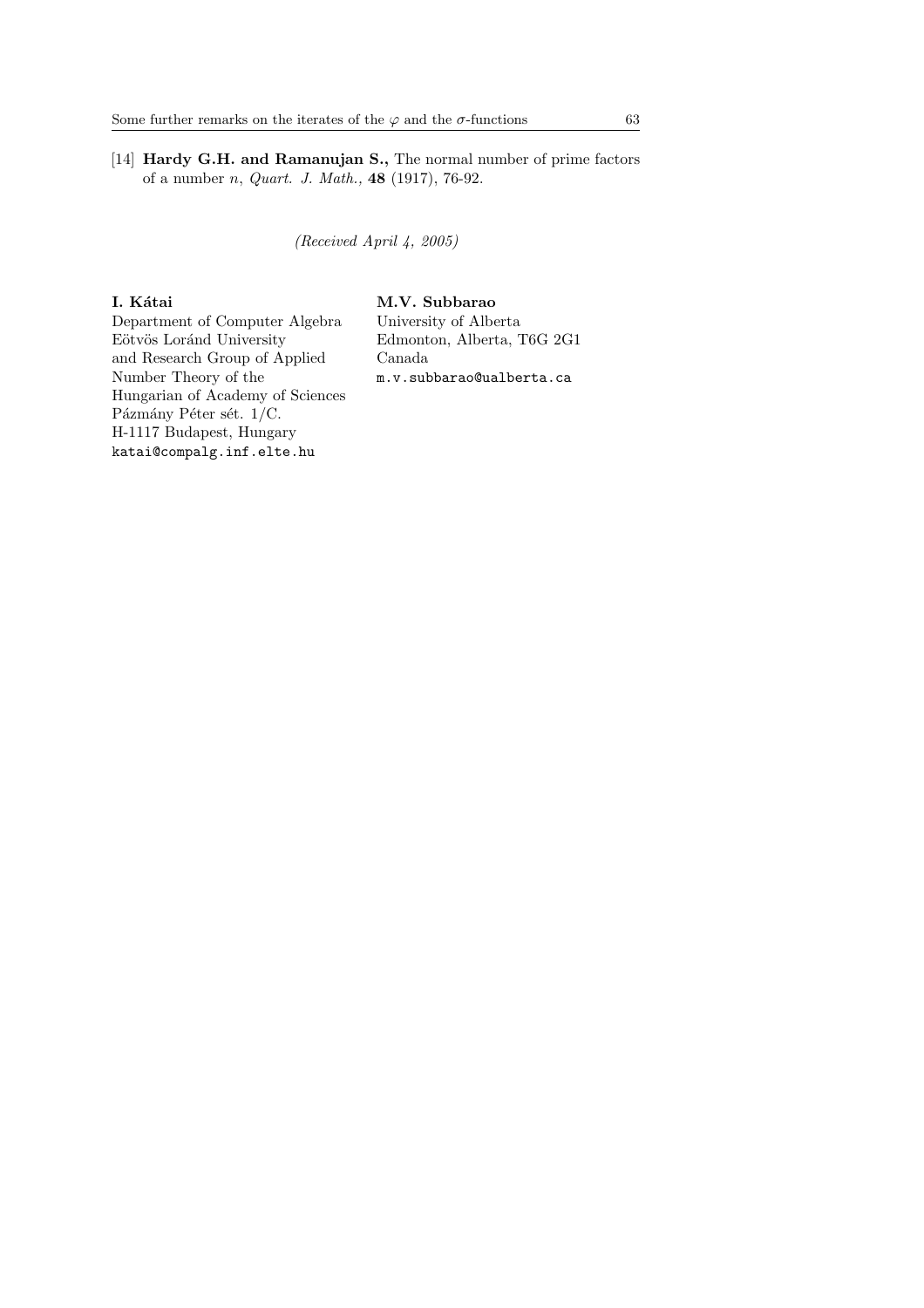[14] **Hardy G.H. and Ramanujan S.,** The normal number of prime factors of a number $n$, *Quart. J. Math.,* **48** (1917), 76-92.

*(Received April 4, 2005)*

**I. Kátai**
Department of Computer Algebra
Eötvös Loránd University
and Research Group of Applied
Number Theory of the
Hungarian of Academy of Sciences
Pázmány Péter sét. 1/C.
H-1117 Budapest, Hungary
katai@compalg.inf.elte.hu

**M.V. Subbarao**
University of Alberta
Edmonton, Alberta, T6G 2G1
Canada
m.v.subbarao@ualberta.ca